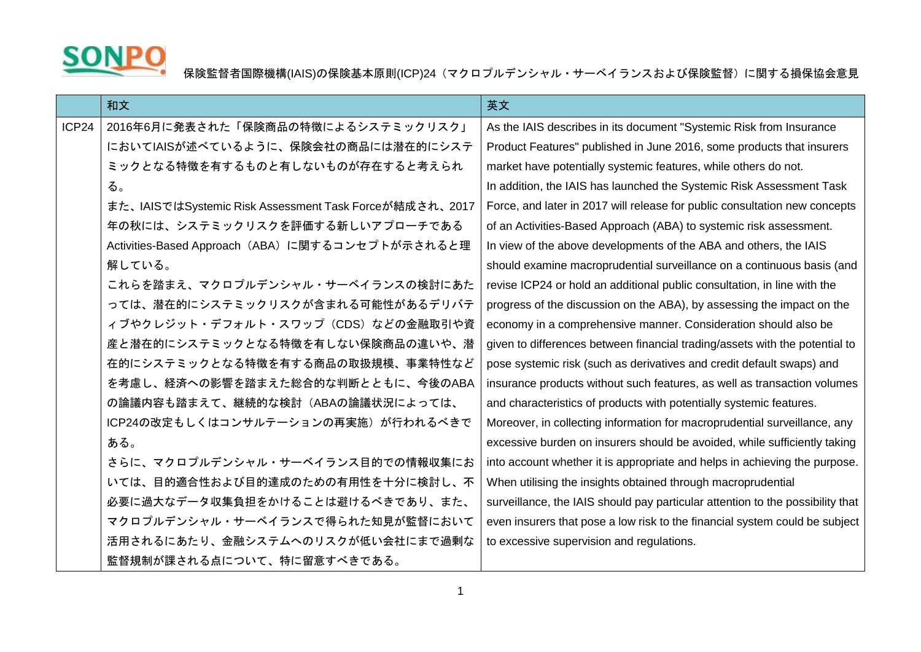SONPO

保険監督者国際機構(IAIS)の保険基本原則(ICP)24（マクロプルデンシャル・サーベイランスおよび保険監督）に関する損保協会意見

| | 和文 | 英文 |
|---|---|---|
| ICP24 | 2016年6月に発表された「保険商品の特徴によるシステミックリスク」においてIAISが述べているように、保険会社の商品には潜在的にシステミックとなる特徴を有するものと有しないものが存在すると考えられる。<br>また、IAISではSystemic Risk Assessment Task Forceが結成され、2017年の秋には、システミックリスクを評価する新しいアプローチであるActivities-Based Approach（ABA）に関するコンセプトが示されると理解している。<br>これらを踏まえ、マクロプルデンシャル・サーベイランスの検討にあたっては、潜在的にシステミックリスクが含まれる可能性があるデリバティブやクレジット・デフォルト・スワップ（CDS）などの金融取引や資産と潜在的にシステミックとなる特徴を有しない保険商品の違いや、潜在的にシステミックとなる特徴を有する商品の取扱規模、事業特性などを考慮し、経済への影響を踏まえた総合的な判断とともに、今後のABAの論議内容も踏まえて、継続的な検討（ABAの論議状況によっては、ICP24の改定もしくはコンサルテーションの再実施）が行われるべきである。<br>さらに、マクロプルデンシャル・サーベイランス目的での情報収集においては、目的適合性および目的達成のための有用性を十分に検討し、不必要に過大なデータ収集負担をかけることは避けるべきであり、また、マクロプルデンシャル・サーベイランスで得られた知見が監督において活用されるにあたり、金融システムへのリスクが低い会社にまで過剰な監督規制が課される点について、特に留意すべきである。 | As the IAIS describes in its document "Systemic Risk from Insurance Product Features" published in June 2016, some products that insurers market have potentially systemic features, while others do not.<br>In addition, the IAIS has launched the Systemic Risk Assessment Task Force, and later in 2017 will release for public consultation new concepts of an Activities-Based Approach (ABA) to systemic risk assessment.<br>In view of the above developments of the ABA and others, the IAIS should examine macroprudential surveillance on a continuous basis (and revise ICP24 or hold an additional public consultation, in line with the progress of the discussion on the ABA), by assessing the impact on the economy in a comprehensive manner. Consideration should also be given to differences between financial trading/assets with the potential to pose systemic risk (such as derivatives and credit default swaps) and insurance products without such features, as well as transaction volumes and characteristics of products with potentially systemic features.<br>Moreover, in collecting information for macroprudential surveillance, any excessive burden on insurers should be avoided, while sufficiently taking into account whether it is appropriate and helps in achieving the purpose.<br>When utilising the insights obtained through macroprudential surveillance, the IAIS should pay particular attention to the possibility that even insurers that pose a low risk to the financial system could be subject to excessive supervision and regulations. |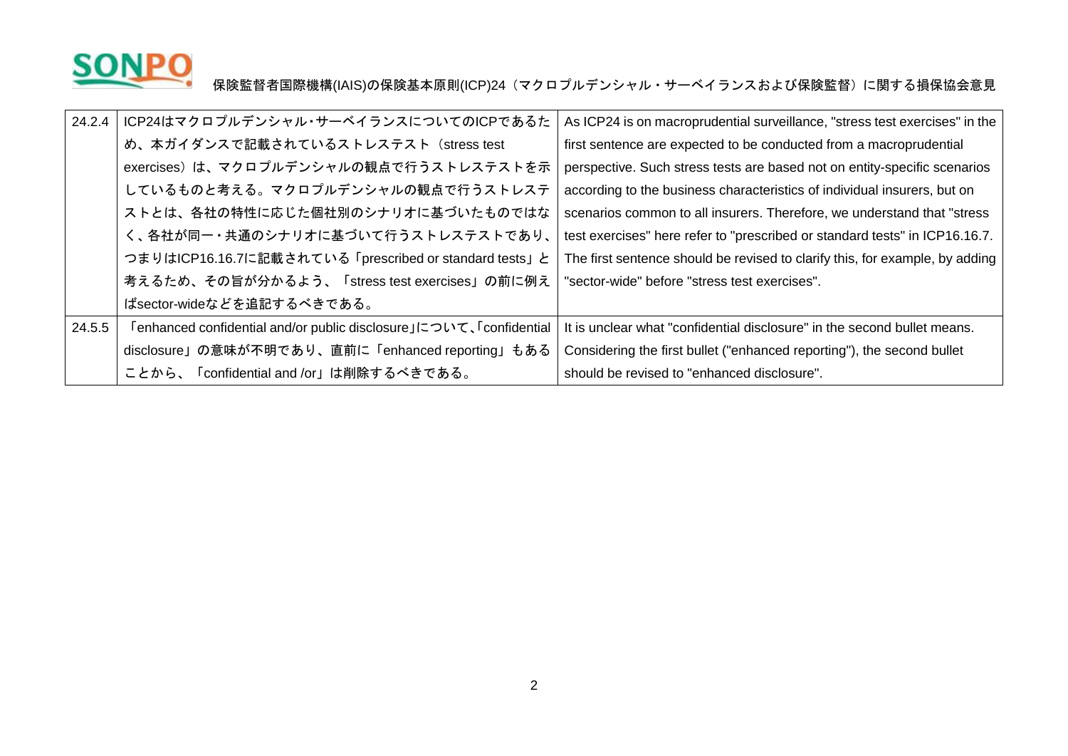| | | |
|---|---|---|
| 24.2.4 | ICP24はマクロプルデンシャル・サーベイランスについてのICPであるため、本ガイダンスで記載されているストレステスト（stress test exercises）は、マクロプルデンシャルの観点で行うストレステストを示しているものと考える。マクロプルデンシャルの観点で行うストレステストとは、各社の特性に応じた個社別のシナリオに基づいたものではなく、各社が同一・共通のシナリオに基づいて行うストレステストであり、つまりはICP16.16.7に記載されている「prescribed or standard tests」と考えるため、その旨が分かるよう、「stress test exercises」の前に例えばsector-wideなどを追記するべきである。 | As ICP24 is on macroprudential surveillance, "stress test exercises" in the first sentence are expected to be conducted from a macroprudential perspective. Such stress tests are based not on entity-specific scenarios according to the business characteristics of individual insurers, but on scenarios common to all insurers. Therefore, we understand that "stress test exercises" here refer to "prescribed or standard tests" in ICP16.16.7. The first sentence should be revised to clarify this, for example, by adding "sector-wide" before "stress test exercises". |
| 24.5.5 | 「enhanced confidential and/or public disclosure」について、「confidential disclosure」の意味が不明であり、直前に「enhanced reporting」もあることから、「confidential and /or」は削除するべきである。 | It is unclear what "confidential disclosure" in the second bullet means. Considering the first bullet ("enhanced reporting"), the second bullet should be revised to "enhanced disclosure". |